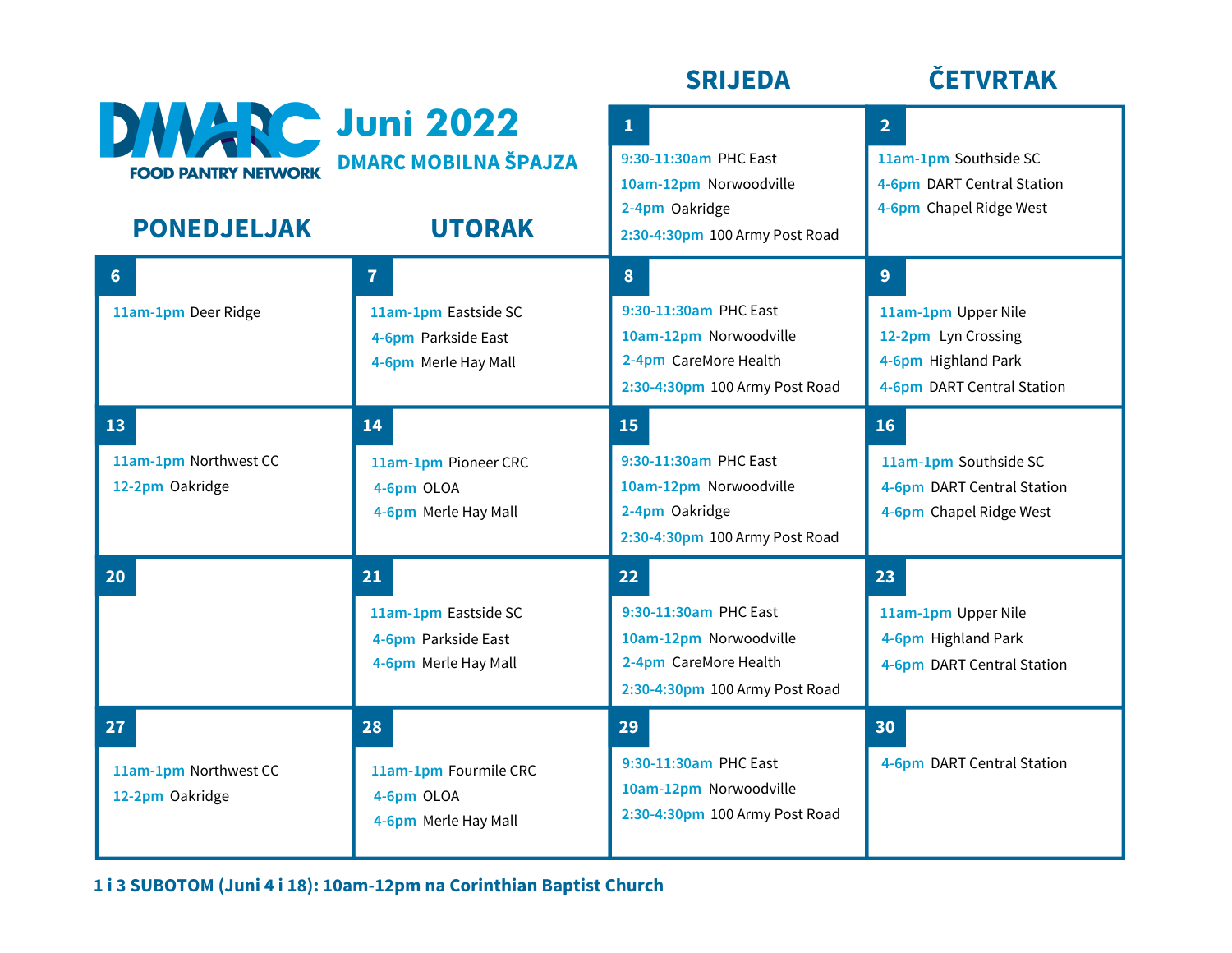DMARC FOOD PANTRY NETWORK

# Juni 2022

## DMARC MOBILNA ŠPAJZA

| PONEDJELJAK | UTORAK | SRIJEDA | ČETVRTAK |
|---|---|---|---|
| | | **1**<br>9:30-11:30am PHC East<br>10am-12pm Norwoodville<br>2-4pm Oakridge<br>2:30-4:30pm 100 Army Post Road | **2**<br>11am-1pm Southside SC<br>4-6pm DART Central Station<br>4-6pm Chapel Ridge West |
| **6**<br>11am-1pm Deer Ridge | **7**<br>11am-1pm Eastside SC<br>4-6pm Parkside East<br>4-6pm Merle Hay Mall | **8**<br>9:30-11:30am PHC East<br>10am-12pm Norwoodville<br>2-4pm CareMore Health<br>2:30-4:30pm 100 Army Post Road | **9**<br>11am-1pm Upper Nile<br>12-2pm Lyn Crossing<br>4-6pm Highland Park<br>4-6pm DART Central Station |
| **13**<br>11am-1pm Northwest CC<br>12-2pm Oakridge | **14**<br>11am-1pm Pioneer CRC<br>4-6pm OLOA<br>4-6pm Merle Hay Mall | **15**<br>9:30-11:30am PHC East<br>10am-12pm Norwoodville<br>2-4pm Oakridge<br>2:30-4:30pm 100 Army Post Road | **16**<br>11am-1pm Southside SC<br>4-6pm DART Central Station<br>4-6pm Chapel Ridge West |
| **20** | **21**<br>11am-1pm Eastside SC<br>4-6pm Parkside East<br>4-6pm Merle Hay Mall | **22**<br>9:30-11:30am PHC East<br>10am-12pm Norwoodville<br>2-4pm CareMore Health<br>2:30-4:30pm 100 Army Post Road | **23**<br>11am-1pm Upper Nile<br>4-6pm Highland Park<br>4-6pm DART Central Station |
| **27**<br>11am-1pm Northwest CC<br>12-2pm Oakridge | **28**<br>11am-1pm Fourmile CRC<br>4-6pm OLOA<br>4-6pm Merle Hay Mall | **29**<br>9:30-11:30am PHC East<br>10am-12pm Norwoodville<br>2:30-4:30pm 100 Army Post Road | **30**<br>4-6pm DART Central Station |

**1 i 3 SUBOTOM (Juni 4 i 18): 10am-12pm na Corinthian Baptist Church**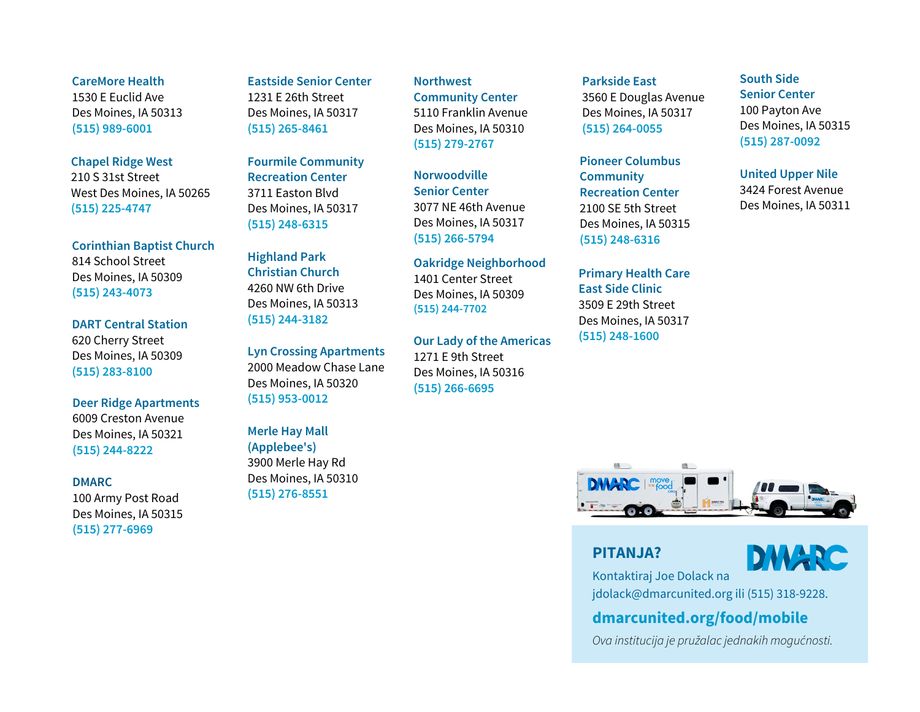**CareMore Health**
1530 E Euclid Ave
Des Moines, IA 50313
(515) 989-6001

**Chapel Ridge West**
210 S 31st Street
West Des Moines, IA 50265
(515) 225-4747

**Corinthian Baptist Church**
814 School Street
Des Moines, IA 50309
(515) 243-4073

**DART Central Station**
620 Cherry Street
Des Moines, IA 50309
(515) 283-8100

**Deer Ridge Apartments**
6009 Creston Avenue
Des Moines, IA 50321
(515) 244-8222

**DMARC**
100 Army Post Road
Des Moines, IA 50315
(515) 277-6969

**Eastside Senior Center**
1231 E 26th Street
Des Moines, IA 50317
(515) 265-8461

**Fourmile Community Recreation Center**
3711 Easton Blvd
Des Moines, IA 50317
(515) 248-6315

**Highland Park Christian Church**
4260 NW 6th Drive
Des Moines, IA 50313
(515) 244-3182

**Lyn Crossing Apartments**
2000 Meadow Chase Lane
Des Moines, IA 50320
(515) 953-0012

**Merle Hay Mall (Applebee's)**
3900 Merle Hay Rd
Des Moines, IA 50310
(515) 276-8551

**Northwest Community Center**
5110 Franklin Avenue
Des Moines, IA 50310
(515) 279-2767

**Norwoodville Senior Center**
3077 NE 46th Avenue
Des Moines, IA 50317
(515) 266-5794

**Oakridge Neighborhood**
1401 Center Street
Des Moines, IA 50309
(515) 244-7702

**Our Lady of the Americas**
1271 E 9th Street
Des Moines, IA 50316
(515) 266-6695

**Parkside East**
3560 E Douglas Avenue
Des Moines, IA 50317
(515) 264-0055

**Pioneer Columbus Community Recreation Center**
2100 SE 5th Street
Des Moines, IA 50315
(515) 248-6316

**Primary Health Care East Side Clinic**
3509 E 29th Street
Des Moines, IA 50317
(515) 248-1600

**South Side Senior Center**
100 Payton Ave
Des Moines, IA 50315
(515) 287-0092

**United Upper Nile**
3424 Forest Avenue
Des Moines, IA 50311

## PITANJA?

Kontaktiraj Joe Dolack na jdolack@dmarcunited.org ili (515) 318-9228.

**dmarcunited.org/food/mobile**

*Ova institucija je pružalac jednakih mogućnosti.*